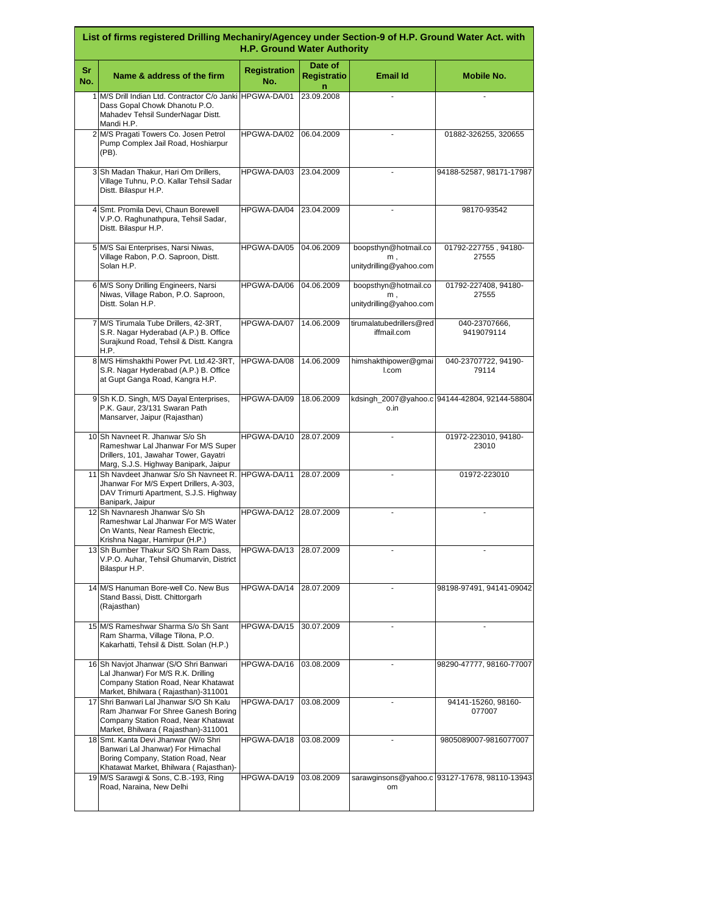## List of firms registered Drilling Mechanirу/Agencey under Section-9 of H.P. Ground Water Act. with H.P. Ground Water Authority

| Sr No. | Name & address of the firm | Registration No. | Date of Registration | Email Id | Mobile No. |
|---|---|---|---|---|---|
| 1 | M/S Drill Indian Ltd. Contractor C/o Janki Dass Gopal Chowk Dhanotu P.O. Mahadev Tehsil SunderNagar Distt. Mandi H.P. | HPGWA-DA/01 | 23.09.2008 | - | - |
| 2 | M/S Pragati Towers Co. Josen Petrol Pump Complex Jail Road, Hoshiarpur (PB). | HPGWA-DA/02 | 06.04.2009 | - | 01882-326255, 320655 |
| 3 | Sh Madan Thakur, Hari Om Drillers, Village Tuhnu, P.O. Kallar Tehsil Sadar Distt. Bilaspur H.P. | HPGWA-DA/03 | 23.04.2009 | - | 94188-52587, 98171-17987 |
| 4 | Smt. Promila Devi, Chaun Borewell V.P.O. Raghunathpura, Tehsil Sadar, Distt. Bilaspur H.P. | HPGWA-DA/04 | 23.04.2009 | - | 98170-93542 |
| 5 | M/S Sai Enterprises, Narsi Niwas, Village Rabon, P.O. Saproon, Distt. Solan H.P. | HPGWA-DA/05 | 04.06.2009 | boopsthyn@hotmail.com , unitydrilling@yahoo.com | 01792-227755 , 94180-27555 |
| 6 | M/S Sony Drilling Engineers, Narsi Niwas, Village Rabon, P.O. Saproon, Distt. Solan H.P. | HPGWA-DA/06 | 04.06.2009 | boopsthyn@hotmail.com , unitydrilling@yahoo.com | 01792-227408, 94180-27555 |
| 7 | M/S Tirumala Tube Drillers, 42-3RT, S.R. Nagar Hyderabad (A.P.) B. Office Surajkund Road, Tehsil & Distt. Kangra H.P. | HPGWA-DA/07 | 14.06.2009 | tirumalatubedrillers@rediffmail.com | 040-23707666, 9419079114 |
| 8 | M/S Himshakthi Power Pvt. Ltd.42-3RT, S.R. Nagar Hyderabad (A.P.) B. Office at Gupt Ganga Road, Kangra H.P. | HPGWA-DA/08 | 14.06.2009 | himshakthipower@gmail.com | 040-23707722, 94190-79114 |
| 9 | Sh K.D. Singh, M/S Dayal Enterprises, P.K. Gaur, 23/131 Swaran Path Mansarver, Jaipur (Rajasthan) | HPGWA-DA/09 | 18.06.2009 | kdsingh_2007@yahoo.co.in | 94144-42804, 92144-58804 |
| 10 | Sh Navneet R. Jhanwar S/o Sh Rameshwar Lal Jhanwar For M/S Super Drillers, 101, Jawahar Tower, Gayatri Marg, S.J.S. Highway Banipark, Jaipur | HPGWA-DA/10 | 28.07.2009 | - | 01972-223010, 94180-23010 |
| 11 | Sh Navdeet Jhanwar S/o Sh Navneet R. Jhanwar For M/S Expert Drillers, A-303, DAV Trimurti Apartment, S.J.S. Highway Banipark, Jaipur | HPGWA-DA/11 | 28.07.2009 | - | 01972-223010 |
| 12 | Sh Navnaresh Jhanwar S/o Sh Rameshwar Lal Jhanwar For M/S Water On Wants, Near Ramesh Electric, Krishna Nagar, Hamirpur (H.P.) | HPGWA-DA/12 | 28.07.2009 | - | - |
| 13 | Sh Bumber Thakur S/O Sh Ram Dass, V.P.O. Auhar, Tehsil Ghumarvin, District Bilaspur H.P. | HPGWA-DA/13 | 28.07.2009 | - | - |
| 14 | M/S Hanuman Bore-well Co. New Bus Stand Bassi, Distt. Chittorgarh (Rajasthan) | HPGWA-DA/14 | 28.07.2009 | - | 98198-97491, 94141-09042 |
| 15 | M/S Rameshwar Sharma S/o Sh Sant Ram Sharma, Village Tilona, P.O. Kakarhatti, Tehsil & Distt. Solan (H.P.) | HPGWA-DA/15 | 30.07.2009 | - | - |
| 16 | Sh Navjot Jhanwar (S/O Shri Banwari Lal Jhanwar) For M/S R.K. Drilling Company Station Road, Near Khatawat Market, Bhilwara ( Rajasthan)-311001 | HPGWA-DA/16 | 03.08.2009 | - | 98290-47777, 98160-77007 |
| 17 | Shri Banwari Lal Jhanwar S/O Sh Kalu Ram Jhanwar For Shree Ganesh Boring Company Station Road, Near Khatawat Market, Bhilwara ( Rajasthan)-311001 | HPGWA-DA/17 | 03.08.2009 | - | 94141-15260, 98160-077007 |
| 18 | Smt. Kanta Devi Jhanwar (W/o Shri Banwari Lal Jhanwar) For Himachal Boring Company, Station Road, Near Khatawat Market, Bhilwara ( Rajasthan)- | HPGWA-DA/18 | 03.08.2009 | - | 9805089007-9816077007 |
| 19 | M/S Sarawgi & Sons, C.B.-193, Ring Road, Naraina, New Delhi | HPGWA-DA/19 | 03.08.2009 | sarawginsons@yahoo.com | 93127-17678, 98110-13943 |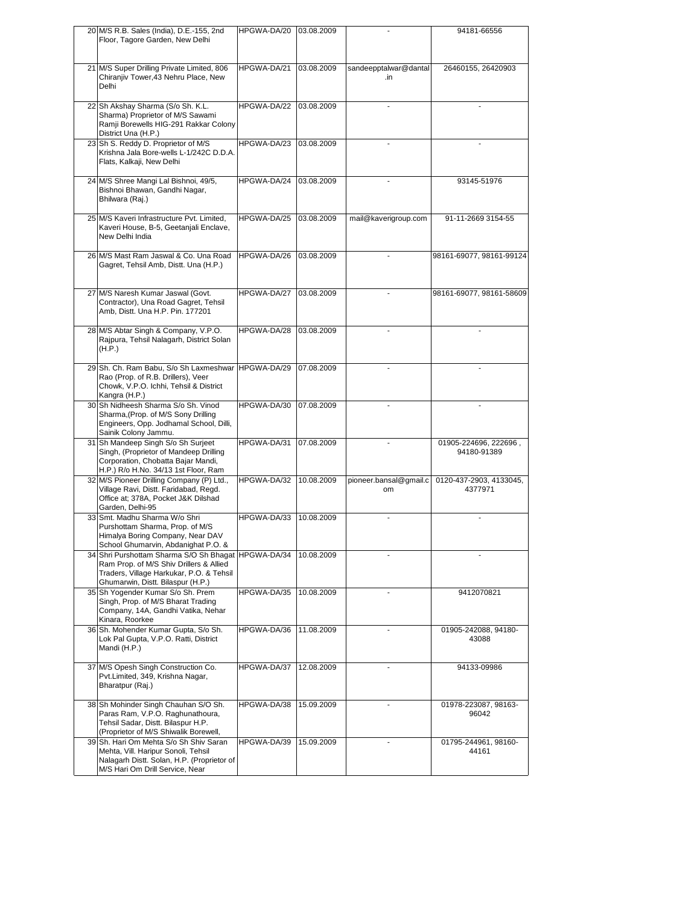| | | | | | |
|---|---|---|---|---|---|
| 20 | M/S R.B. Sales (India), D.E.-155, 2nd Floor, Tagore Garden, New Delhi | HPGWA-DA/20 | 03.08.2009 | - | 94181-66556 |
| 21 | M/S Super Drilling Private Limited, 806 Chiranjiv Tower,43 Nehru Place, New Delhi | HPGWA-DA/21 | 03.08.2009 | sandeepptalwar@dantal.in | 26460155, 26420903 |
| 22 | Sh Akshay Sharma (S/o Sh. K.L. Sharma) Proprietor of M/S Sawami Ramji Borewells HIG-291 Rakkar Colony District Una (H.P.) | HPGWA-DA/22 | 03.08.2009 | - | - |
| 23 | Sh S. Reddy D. Proprietor of M/S Krishna Jala Bore-wells L-1/242C D.D.A. Flats, Kalkaji, New Delhi | HPGWA-DA/23 | 03.08.2009 | - | - |
| 24 | M/S Shree Mangi Lal Bishnoi, 49/5, Bishnoi Bhawan, Gandhi Nagar, Bhilwara (Raj.) | HPGWA-DA/24 | 03.08.2009 | - | 93145-51976 |
| 25 | M/S Kaveri Infrastructure Pvt. Limited, Kaveri House, B-5, Geetanjali Enclave, New Delhi India | HPGWA-DA/25 | 03.08.2009 | mail@kaverigroup.com | 91-11-2669 3154-55 |
| 26 | M/S Mast Ram Jaswal & Co. Una Road Gagret, Tehsil Amb, Distt. Una (H.P.) | HPGWA-DA/26 | 03.08.2009 | - | 98161-69077, 98161-99124 |
| 27 | M/S Naresh Kumar Jaswal (Govt. Contractor), Una Road Gagret, Tehsil Amb, Distt. Una H.P. Pin. 177201 | HPGWA-DA/27 | 03.08.2009 | - | 98161-69077, 98161-58609 |
| 28 | M/S Abtar Singh & Company, V.P.O. Rajpura, Tehsil Nalagarh, District Solan (H.P.) | HPGWA-DA/28 | 03.08.2009 | - | - |
| 29 | Sh. Ch. Ram Babu, S/o Sh Laxmeshwar Rao (Prop. of R.B. Drillers), Veer Chowk, V.P.O. Ichhi, Tehsil & District Kangra (H.P.) | HPGWA-DA/29 | 07.08.2009 | - | - |
| 30 | Sh Nidheesh Sharma S/o Sh. Vinod Sharma,(Prop. of M/S Sony Drilling Engineers, Opp. Jodhamal School, Dilli, Sainik Colony Jammu. | HPGWA-DA/30 | 07.08.2009 | - | - |
| 31 | Sh Mandeep Singh S/o Sh Surjeet Singh, (Proprietor of Mandeep Drilling Corporation, Chobatta Bajar Mandi, H.P.) R/o H.No. 34/13 1st Floor, Ram | HPGWA-DA/31 | 07.08.2009 | - | 01905-224696, 222696 , 94180-91389 |
| 32 | M/S Pioneer Drilling Company (P) Ltd., Village Ravi, Distt. Faridabad, Regd. Office at; 378A, Pocket J&K Dilshad Garden, Delhi-95 | HPGWA-DA/32 | 10.08.2009 | pioneer.bansal@gmail.com | 0120-437-2903, 4133045, 4377971 |
| 33 | Smt. Madhu Sharma W/o Shri Purshottam Sharma, Prop. of M/S Himalya Boring Company, Near DAV School Ghumarvin, Abdanighat P.O. & | HPGWA-DA/33 | 10.08.2009 | - | - |
| 34 | Shri Purshottam Sharma S/O Sh Bhagat Ram Prop. of M/S Shiv Drillers & Allied Traders, Village Harkukar, P.O. & Tehsil Ghumarwin, Distt. Bilaspur (H.P.) | HPGWA-DA/34 | 10.08.2009 | - | - |
| 35 | Sh Yogender Kumar S/o Sh. Prem Singh, Prop. of M/S Bharat Trading Company, 14A, Gandhi Vatika, Nehar Kinara, Roorkee | HPGWA-DA/35 | 10.08.2009 | - | 9412070821 |
| 36 | Sh. Mohender Kumar Gupta, S/o Sh. Lok Pal Gupta, V.P.O. Ratti, District Mandi (H.P.) | HPGWA-DA/36 | 11.08.2009 | - | 01905-242088, 94180-43088 |
| 37 | M/S Opesh Singh Construction Co. Pvt.Limited, 349, Krishna Nagar, Bharatpur (Raj.) | HPGWA-DA/37 | 12.08.2009 | - | 94133-09986 |
| 38 | Sh Mohinder Singh Chauhan S/O Sh. Paras Ram, V.P.O. Raghunathoura, Tehsil Sadar, Distt. Bilaspur H.P. (Proprietor of M/S Shiwalik Borewell, | HPGWA-DA/38 | 15.09.2009 | - | 01978-223087, 98163-96042 |
| 39 | Sh. Hari Om Mehta S/o Sh Shiv Saran Mehta, Vill. Haripur Sonoli, Tehsil Nalagarh Distt. Solan, H.P. (Proprietor of M/S Hari Om Drill Service, Near | HPGWA-DA/39 | 15.09.2009 | - | 01795-244961, 98160-44161 |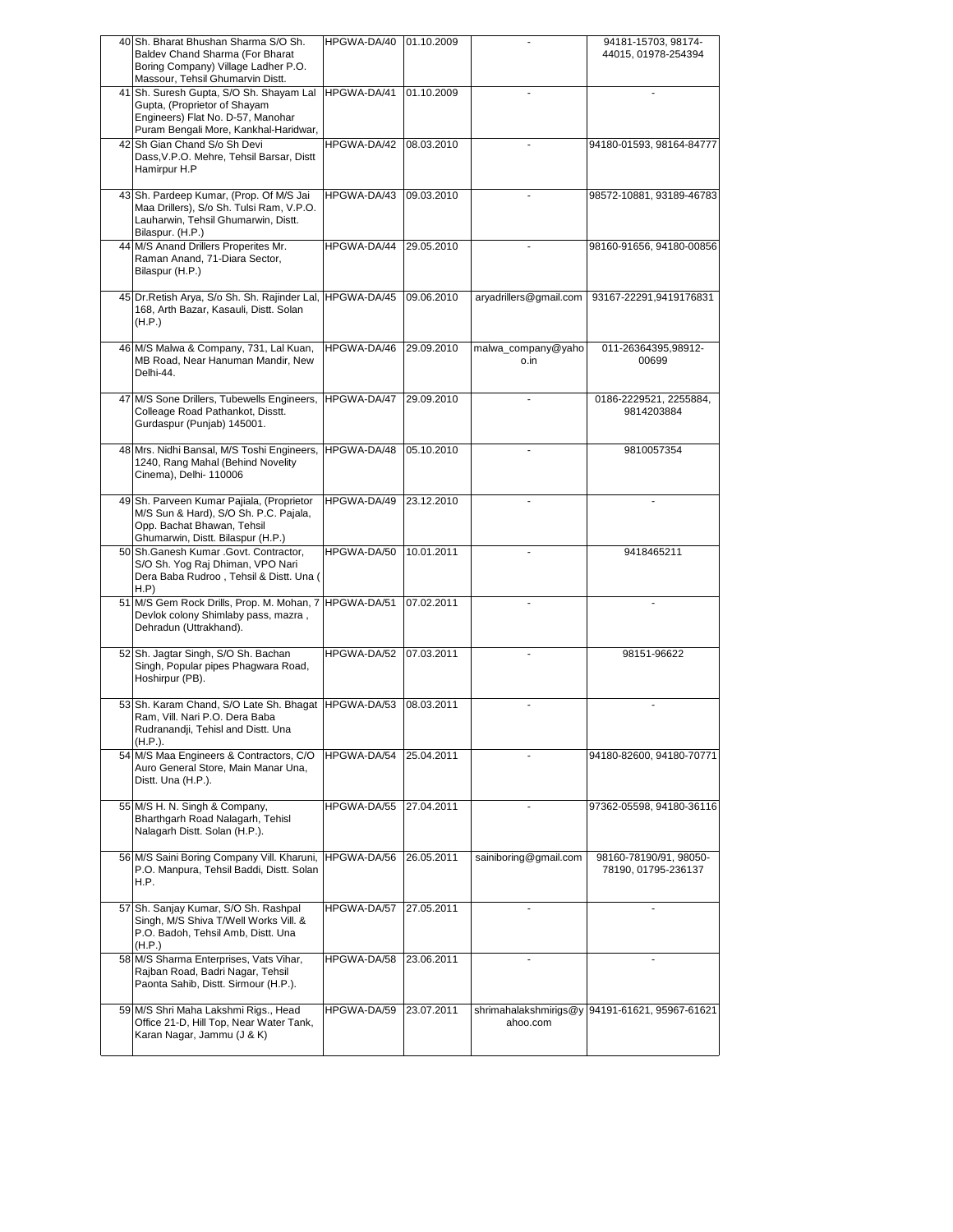| | | | | | |
|---|---|---|---|---|---|
| 40 | Sh. Bharat Bhushan Sharma S/O Sh. Baldev Chand Sharma (For Bharat Boring Company) Village Ladher P.O. Massour, Tehsil Ghumarvin Distt. | HPGWA-DA/40 | 01.10.2009 | - | 94181-15703, 98174-44015, 01978-254394 |
| 41 | Sh. Suresh Gupta, S/O Sh. Shayam Lal Gupta, (Proprietor of Shayam Engineers) Flat No. D-57, Manohar Puram Bengali More, Kankhal-Haridwar, | HPGWA-DA/41 | 01.10.2009 | - | - |
| 42 | Sh Gian Chand S/o Sh Devi Dass,V.P.O. Mehre, Tehsil Barsar, Distt Hamirpur H.P | HPGWA-DA/42 | 08.03.2010 | - | 94180-01593, 98164-84777 |
| 43 | Sh. Pardeep Kumar, (Prop. Of M/S Jai Maa Drillers), S/o Sh. Tulsi Ram, V.P.O. Lauharwin, Tehsil Ghumarwin, Distt. Bilaspur. (H.P.) | HPGWA-DA/43 | 09.03.2010 | - | 98572-10881, 93189-46783 |
| 44 | M/S Anand Drillers Properites Mr. Raman Anand, 71-Diara Sector, Bilaspur (H.P.) | HPGWA-DA/44 | 29.05.2010 | - | 98160-91656, 94180-00856 |
| 45 | Dr.Retish Arya, S/o Sh. Sh. Rajinder Lal, 168, Arth Bazar, Kasauli, Distt. Solan (H.P.) | HPGWA-DA/45 | 09.06.2010 | aryadrillers@gmail.com | 93167-22291,9419176831 |
| 46 | M/S Malwa & Company, 731, Lal Kuan, MB Road, Near Hanuman Mandir, New Delhi-44. | HPGWA-DA/46 | 29.09.2010 | malwa_company@yahoo.in | 011-26364395,98912-00699 |
| 47 | M/S Sone Drillers, Tubewells Engineers, Colleage Road Pathankot, Disstt. Gurdaspur (Punjab) 145001. | HPGWA-DA/47 | 29.09.2010 | - | 0186-2229521, 2255884, 9814203884 |
| 48 | Mrs. Nidhi Bansal, M/S Toshi Engineers, 1240, Rang Mahal (Behind Novelity Cinema), Delhi- 110006 | HPGWA-DA/48 | 05.10.2010 | - | 9810057354 |
| 49 | Sh. Parveen Kumar Pajiala, (Proprietor M/S Sun & Hard), S/O Sh. P.C. Pajala, Opp. Bachat Bhawan, Tehsil Ghumarwin, Distt. Bilaspur (H.P.) | HPGWA-DA/49 | 23.12.2010 | - | - |
| 50 | Sh.Ganesh Kumar .Govt. Contractor, S/O Sh. Yog Raj Dhiman, VPO Nari Dera Baba Rudroo , Tehsil & Distt. Una ( H.P) | HPGWA-DA/50 | 10.01.2011 | - | 9418465211 |
| 51 | M/S Gem Rock Drills, Prop. M. Mohan, 7 Devlok colony Shimlaby pass, mazra , Dehradun (Uttrakhand). | HPGWA-DA/51 | 07.02.2011 | - | - |
| 52 | Sh. Jagtar Singh, S/O Sh. Bachan Singh, Popular pipes Phagwara Road, Hoshirpur (PB). | HPGWA-DA/52 | 07.03.2011 | - | 98151-96622 |
| 53 | Sh. Karam Chand, S/O Late Sh. Bhagat Ram, Vill. Nari P.O. Dera Baba Rudranandji, Tehisl and Distt. Una (H.P.). | HPGWA-DA/53 | 08.03.2011 | - | - |
| 54 | M/S Maa Engineers & Contractors, C/O Auro General Store, Main Manar Una, Distt. Una (H.P.). | HPGWA-DA/54 | 25.04.2011 | - | 94180-82600, 94180-70771 |
| 55 | M/S H. N. Singh & Company, Bharthgarh Road Nalagarh, Tehisl Nalagarh Distt. Solan (H.P.). | HPGWA-DA/55 | 27.04.2011 | - | 97362-05598, 94180-36116 |
| 56 | M/S Saini Boring Company Vill. Kharuni, P.O. Manpura, Tehsil Baddi, Distt. Solan H.P. | HPGWA-DA/56 | 26.05.2011 | sainiboring@gmail.com | 98160-78190/91, 98050-78190, 01795-236137 |
| 57 | Sh. Sanjay Kumar, S/O Sh. Rashpal Singh, M/S Shiva T/Well Works Vill. & P.O. Badoh, Tehsil Amb, Distt. Una (H.P.) | HPGWA-DA/57 | 27.05.2011 | - | - |
| 58 | M/S Sharma Enterprises, Vats Vihar, Rajban Road, Badri Nagar, Tehsil Paonta Sahib, Distt. Sirmour (H.P.). | HPGWA-DA/58 | 23.06.2011 | - | - |
| 59 | M/S Shri Maha Lakshmi Rigs., Head Office 21-D, Hill Top, Near Water Tank, Karan Nagar, Jammu (J & K) | HPGWA-DA/59 | 23.07.2011 | shrimahalakshmirigs@yahoo.com | 94191-61621, 95967-61621 |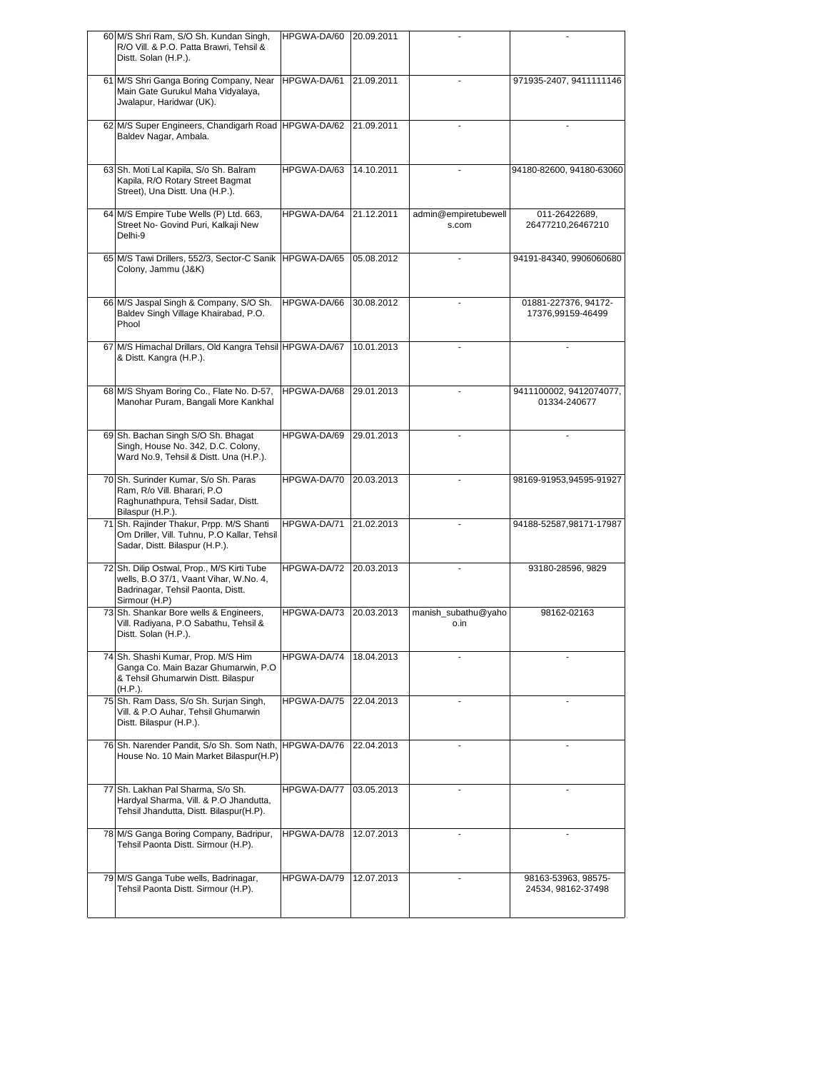| | | | | | |
|---|---|---|---|---|---|
| 60 | M/S Shri Ram, S/O Sh. Kundan Singh, R/O Vill. & P.O. Patta Brawri, Tehsil & Distt. Solan (H.P.). | HPGWA-DA/60 | 20.09.2011 | - | - |
| 61 | M/S Shri Ganga Boring Company, Near Main Gate Gurukul Maha Vidyalaya, Jwalapur, Haridwar (UK). | HPGWA-DA/61 | 21.09.2011 | - | 971935-2407, 9411111146 |
| 62 | M/S Super Engineers, Chandigarh Road Baldev Nagar, Ambala. | HPGWA-DA/62 | 21.09.2011 | - | - |
| 63 | Sh. Moti Lal Kapila, S/o Sh. Balram Kapila, R/O Rotary Street Bagmat Street), Una Distt. Una (H.P.). | HPGWA-DA/63 | 14.10.2011 | - | 94180-82600, 94180-63060 |
| 64 | M/S Empire Tube Wells (P) Ltd. 663, Street No- Govind Puri, Kalkaji New Delhi-9 | HPGWA-DA/64 | 21.12.2011 | admin@empiretubewells.com | 011-26422689, 26477210,26467210 |
| 65 | M/S Tawi Drillers, 552/3, Sector-C Sanik Colony, Jammu (J&K) | HPGWA-DA/65 | 05.08.2012 | - | 94191-84340, 9906060680 |
| 66 | M/S Jaspal Singh & Company, S/O Sh. Baldev Singh Village Khairabad, P.O. Phool | HPGWA-DA/66 | 30.08.2012 | - | 01881-227376, 94172-17376,99159-46499 |
| 67 | M/S Himachal Drillars, Old Kangra Tehsil & Distt. Kangra (H.P.). | HPGWA-DA/67 | 10.01.2013 | - | - |
| 68 | M/S Shyam Boring Co., Flate No. D-57, Manohar Puram, Bangali More Kankhal | HPGWA-DA/68 | 29.01.2013 | - | 9411100002, 9412074077, 01334-240677 |
| 69 | Sh. Bachan Singh S/O Sh. Bhagat Singh, House No. 342, D.C. Colony, Ward No.9, Tehsil & Distt. Una (H.P.). | HPGWA-DA/69 | 29.01.2013 | - | - |
| 70 | Sh. Surinder Kumar, S/o Sh. Paras Ram, R/o Vill. Bharari, P.O Raghunathpura, Tehsil Sadar, Distt. Bilaspur (H.P.). | HPGWA-DA/70 | 20.03.2013 | - | 98169-91953,94595-91927 |
| 71 | Sh. Rajinder Thakur, Prpp. M/S Shanti Om Driller, Vill. Tuhnu, P.O Kallar, Tehsil Sadar, Distt. Bilaspur (H.P.). | HPGWA-DA/71 | 21.02.2013 | - | 94188-52587,98171-17987 |
| 72 | Sh. Dilip Ostwal, Prop., M/S Kirti Tube wells, B.O 37/1, Vaant Vihar, W.No. 4, Badrinagar, Tehsil Paonta, Distt. Sirmour (H.P) | HPGWA-DA/72 | 20.03.2013 | - | 93180-28596, 9829 |
| 73 | Sh. Shankar Bore wells & Engineers, Vill. Radiyana, P.O Sabathu, Tehsil & Distt. Solan (H.P.). | HPGWA-DA/73 | 20.03.2013 | manish_subathu@yahoo.in | 98162-02163 |
| 74 | Sh. Shashi Kumar, Prop. M/S Him Ganga Co. Main Bazar Ghumarwin, P.O & Tehsil Ghumarwin Distt. Bilaspur (H.P.). | HPGWA-DA/74 | 18.04.2013 | - | - |
| 75 | Sh. Ram Dass, S/o Sh. Surjan Singh, Vill. & P.O Auhar, Tehsil Ghumarwin Distt. Bilaspur (H.P.). | HPGWA-DA/75 | 22.04.2013 | - | - |
| 76 | Sh. Narender Pandit, S/o Sh. Som Nath, House No. 10 Main Market Bilaspur(H.P) | HPGWA-DA/76 | 22.04.2013 | - | - |
| 77 | Sh. Lakhan Pal Sharma, S/o Sh. Hardyal Sharma, Vill. & P.O Jhandutta, Tehsil Jhandutta, Distt. Bilaspur(H.P). | HPGWA-DA/77 | 03.05.2013 | - | - |
| 78 | M/S Ganga Boring Company, Badripur, Tehsil Paonta Distt. Sirmour (H.P). | HPGWA-DA/78 | 12.07.2013 | - | - |
| 79 | M/S Ganga Tube wells, Badrinagar, Tehsil Paonta Distt. Sirmour (H.P). | HPGWA-DA/79 | 12.07.2013 | - | 98163-53963, 98575-24534, 98162-37498 |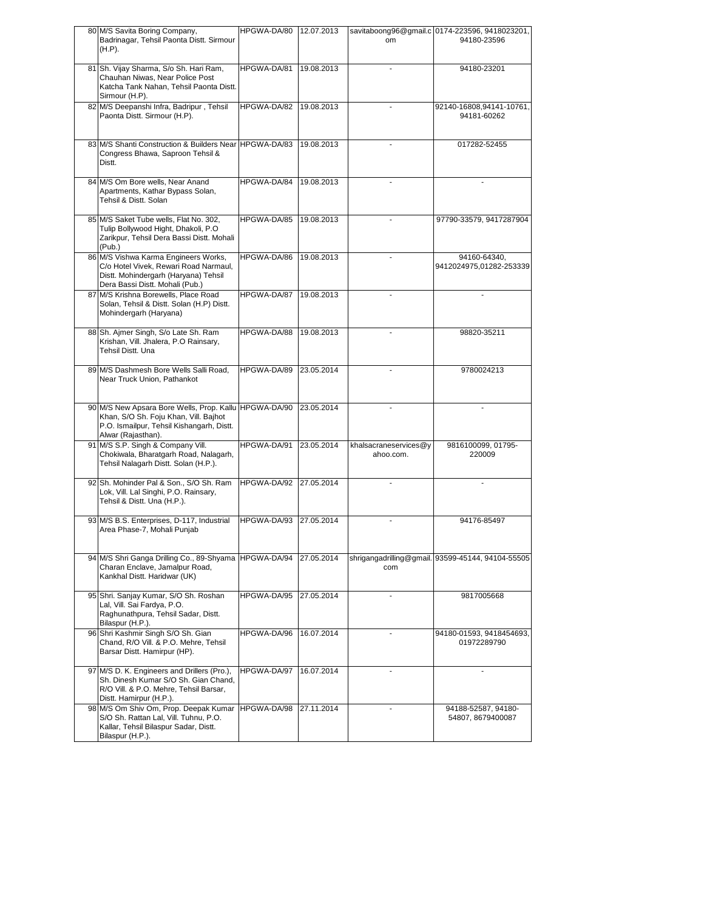| 80 | M/S Savita Boring Company, Badrinagar, Tehsil Paonta Distt. Sirmour (H.P). | HPGWA-DA/80 | 12.07.2013 | savitaboong96@gmail.com | 0174-223596, 9418023201, 94180-23596 |
|---|---|---|---|---|---|
| 81 | Sh. Vijay Sharma, S/o Sh. Hari Ram, Chauhan Niwas, Near Police Post Katcha Tank Nahan, Tehsil Paonta Distt. Sirmour (H.P). | HPGWA-DA/81 | 19.08.2013 | - | 94180-23201 |
| 82 | M/S Deepanshi Infra, Badripur , Tehsil Paonta Distt. Sirmour (H.P). | HPGWA-DA/82 | 19.08.2013 | - | 92140-16808,94141-10761, 94181-60262 |
| 83 | M/S Shanti Construction & Builders Near Congress Bhawa, Saproon Tehsil & Distt. | HPGWA-DA/83 | 19.08.2013 | - | 017282-52455 |
| 84 | M/S Om Bore wells, Near Anand Apartments, Kathar Bypass Solan, Tehsil & Distt. Solan | HPGWA-DA/84 | 19.08.2013 | - | - |
| 85 | M/S Saket Tube wells, Flat No. 302, Tulip Bollywood Hight, Dhakoli, P.O Zarikpur, Tehsil Dera Bassi Distt. Mohali (Pub.) | HPGWA-DA/85 | 19.08.2013 | - | 97790-33579, 9417287904 |
| 86 | M/S Vishwa Karma Engineers Works, C/o Hotel Vivek, Rewari Road Narmaul, Distt. Mohindergarh (Haryana) Tehsil Dera Bassi Distt. Mohali (Pub.) | HPGWA-DA/86 | 19.08.2013 | - | 94160-64340, 9412024975,01282-253339 |
| 87 | M/S Krishna Borewells, Place Road Solan, Tehsil & Distt. Solan (H.P) Distt. Mohindergarh (Haryana) | HPGWA-DA/87 | 19.08.2013 | - | - |
| 88 | Sh. Ajmer Singh, S/o Late Sh. Ram Krishan, Vill. Jhalera, P.O Rainsary, Tehsil Distt. Una | HPGWA-DA/88 | 19.08.2013 | - | 98820-35211 |
| 89 | M/S Dashmesh Bore Wells Salli Road, Near Truck Union, Pathankot | HPGWA-DA/89 | 23.05.2014 | - | 9780024213 |
| 90 | M/S New Apsara Bore Wells, Prop. Kallu Khan, S/O Sh. Foju Khan, Vill. Bajhot P.O. Ismailpur, Tehsil Kishangarh, Distt. Alwar (Rajasthan). | HPGWA-DA/90 | 23.05.2014 | - | - |
| 91 | M/S S.P. Singh & Company Vill. Chokiwala, Bharatgarh Road, Nalagarh, Tehsil Nalagarh Distt. Solan (H.P.). | HPGWA-DA/91 | 23.05.2014 | khalsacraneservices@yahoo.com. | 9816100099, 01795-220009 |
| 92 | Sh. Mohinder Pal & Son., S/O Sh. Ram Lok, Vill. Lal Singhi, P.O. Rainsary, Tehsil & Distt. Una (H.P.). | HPGWA-DA/92 | 27.05.2014 | - | - |
| 93 | M/S B.S. Enterprises, D-117, Industrial Area Phase-7, Mohali Punjab | HPGWA-DA/93 | 27.05.2014 | - | 94176-85497 |
| 94 | M/S Shri Ganga Drilling Co., 89-Shyama Charan Enclave, Jamalpur Road, Kankhal Distt. Haridwar (UK) | HPGWA-DA/94 | 27.05.2014 | shrigangadrilling@gmail.com | 93599-45144, 94104-55505 |
| 95 | Shri. Sanjay Kumar, S/O Sh. Roshan Lal, Vill. Sai Fardya, P.O. Raghunathpura, Tehsil Sadar, Distt. Bilaspur (H.P.). | HPGWA-DA/95 | 27.05.2014 | - | 9817005668 |
| 96 | Shri Kashmir Singh S/O Sh. Gian Chand, R/O Vill. & P.O. Mehre, Tehsil Barsar Distt. Hamirpur (HP). | HPGWA-DA/96 | 16.07.2014 | - | 94180-01593, 9418454693, 01972289790 |
| 97 | M/S D. K. Engineers and Drillers (Pro.), Sh. Dinesh Kumar S/O Sh. Gian Chand, R/O Vill. & P.O. Mehre, Tehsil Barsar, Distt. Hamirpur (H.P.). | HPGWA-DA/97 | 16.07.2014 | - | - |
| 98 | M/S Om Shiv Om, Prop. Deepak Kumar S/O Sh. Rattan Lal, Vill. Tuhnu, P.O. Kallar, Tehsil Bilaspur Sadar, Distt. Bilaspur (H.P.). | HPGWA-DA/98 | 27.11.2014 | - | 94188-52587, 94180-54807, 8679400087 |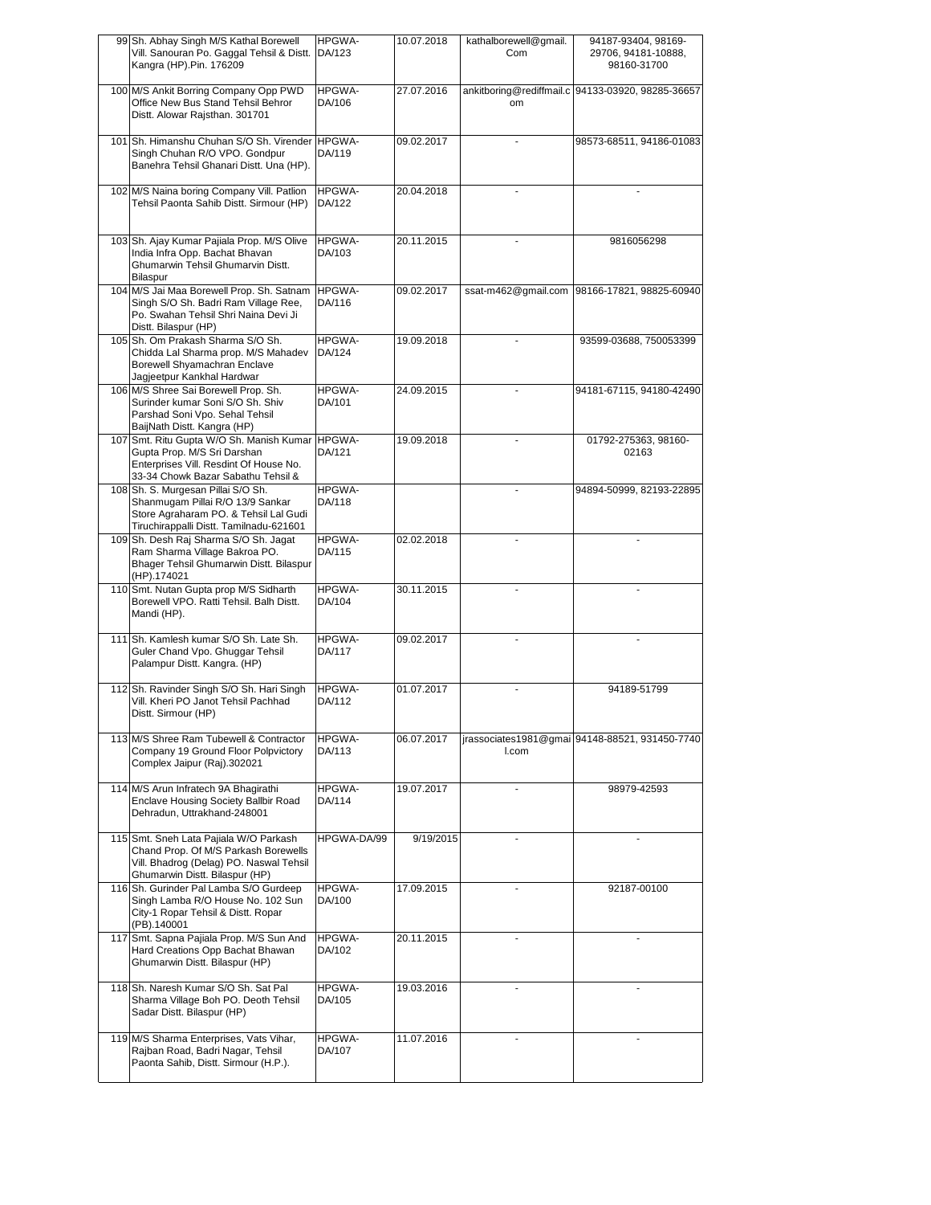| 99 | Sh. Abhay Singh M/S Kathal Borewell Vill. Sanouran Po. Gaggal Tehsil & Distt. Kangra (HP).Pin. 176209 | HPGWA-DA/123 | 10.07.2018 | kathalborewell@gmail.Com | 94187-93404, 98169-29706, 94181-10888, 98160-31700 |
|---|---|---|---|---|---|
| 100 | M/S Ankit Borring Company Opp PWD Office New Bus Stand Tehsil Behror Distt. Alowar Rajsthan. 301701 | HPGWA-DA/106 | 27.07.2016 | ankitboring@rediffmail.com | 94133-03920, 98285-36657 |
| 101 | Sh. Himanshu Chuhan S/O Sh. Virender Singh Chuhan R/O VPO. Gondpur Banehra Tehsil Ghanari Distt. Una (HP). | HPGWA-DA/119 | 09.02.2017 | - | 98573-68511, 94186-01083 |
| 102 | M/S Naina boring Company Vill. Patlion Tehsil Paonta Sahib Distt. Sirmour (HP) | HPGWA-DA/122 | 20.04.2018 | - | - |
| 103 | Sh. Ajay Kumar Pajiala Prop. M/S Olive India Infra Opp. Bachat Bhavan Ghumarwin Tehsil Ghumarvin Distt. Bilaspur | HPGWA-DA/103 | 20.11.2015 | - | 9816056298 |
| 104 | M/S Jai Maa Borewell Prop. Sh. Satnam Singh S/O Sh. Badri Ram Village Ree, Po. Swahan Tehsil Shri Naina Devi Ji Distt. Bilaspur (HP) | HPGWA-DA/116 | 09.02.2017 | ssat-m462@gmail.com | 98166-17821, 98825-60940 |
| 105 | Sh. Om Prakash Sharma S/O Sh. Chidda Lal Sharma prop. M/S Mahadev Borewell Shyamachran Enclave Jagjeetpur Kankhal Hardwar | HPGWA-DA/124 | 19.09.2018 | - | 93599-03688, 750053399 |
| 106 | M/S Shree Sai Borewell Prop. Sh. Surinder kumar Soni S/O Sh. Shiv Parshad Soni Vpo. Sehal Tehsil BaijNath Distt. Kangra (HP) | HPGWA-DA/101 | 24.09.2015 | - | 94181-67115, 94180-42490 |
| 107 | Smt. Ritu Gupta W/O Sh. Manish Kumar Gupta Prop. M/S Sri Darshan Enterprises Vill. Resdint Of House No. 33-34 Chowk Bazar Sabathu Tehsil & | HPGWA-DA/121 | 19.09.2018 | - | 01792-275363, 98160-02163 |
| 108 | Sh. S. Murgesan Pillai S/O Sh. Shanmugam Pillai R/O 13/9 Sankar Store Agraharam PO. & Tehsil Lal Gudi Tiruchirappalli Distt. Tamilnadu-621601 | HPGWA-DA/118 | | - | 94894-50999, 82193-22895 |
| 109 | Sh. Desh Raj Sharma S/O Sh. Jagat Ram Sharma Village Bakroa PO. Bhager Tehsil Ghumarwin Distt. Bilaspur (HP).174021 | HPGWA-DA/115 | 02.02.2018 | - | - |
| 110 | Smt. Nutan Gupta prop M/S Sidharth Borewell VPO. Ratti Tehsil. Balh Distt. Mandi (HP). | HPGWA-DA/104 | 30.11.2015 | - | - |
| 111 | Sh. Kamlesh kumar S/O Sh. Late Sh. Guler Chand Vpo. Ghuggar Tehsil Palampur Distt. Kangra. (HP) | HPGWA-DA/117 | 09.02.2017 | - | - |
| 112 | Sh. Ravinder Singh S/O Sh. Hari Singh Vill. Kheri PO Janot Tehsil Pachhad Distt. Sirmour (HP) | HPGWA-DA/112 | 01.07.2017 | - | 94189-51799 |
| 113 | M/S Shree Ram Tubewell & Contractor Company 19 Ground Floor Polpvictory Complex Jaipur (Raj).302021 | HPGWA-DA/113 | 06.07.2017 | jrassociates1981@gmail.com | 94148-88521, 931450-7740 |
| 114 | M/S Arun Infratech 9A Bhagirathi Enclave Housing Society Ballbir Road Dehradun, Uttrakhand-248001 | HPGWA-DA/114 | 19.07.2017 | - | 98979-42593 |
| 115 | Smt. Sneh Lata Pajiala W/O Parkash Chand Prop. Of M/S Parkash Borewells Vill. Bhadrog (Delag) PO. Naswal Tehsil Ghumarwin Distt. Bilaspur (HP) | HPGWA-DA/99 | 9/19/2015 | - | - |
| 116 | Sh. Gurinder Pal Lamba S/O Gurdeep Singh Lamba R/O House No. 102 Sun City-1 Ropar Tehsil & Distt. Ropar (PB).140001 | HPGWA-DA/100 | 17.09.2015 | - | 92187-00100 |
| 117 | Smt. Sapna Pajiala Prop. M/S Sun And Hard Creations Opp Bachat Bhawan Ghumarwin Distt. Bilaspur (HP) | HPGWA-DA/102 | 20.11.2015 | - | - |
| 118 | Sh. Naresh Kumar S/O Sh. Sat Pal Sharma Village Boh PO. Deoth Tehsil Sadar Distt. Bilaspur (HP) | HPGWA-DA/105 | 19.03.2016 | - | - |
| 119 | M/S Sharma Enterprises, Vats Vihar, Rajban Road, Badri Nagar, Tehsil Paonta Sahib, Distt. Sirmour (H.P.). | HPGWA-DA/107 | 11.07.2016 | - | - |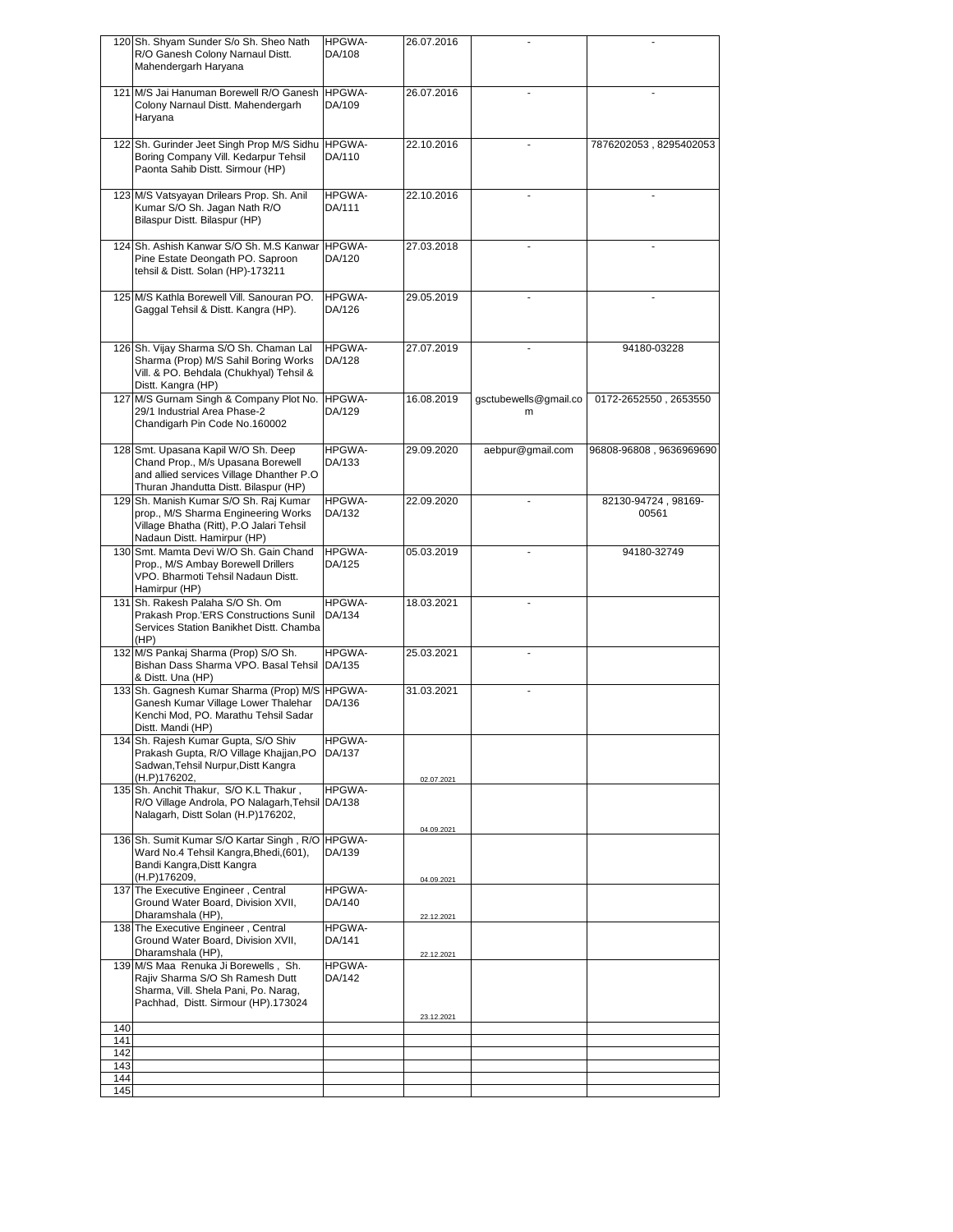| | | | | | |
|---|---|---|---|---|---|
| 120 | Sh. Shyam Sunder S/o Sh. Sheo Nath R/O Ganesh Colony Narnaul Distt. Mahendergarh Haryana | HPGWA-DA/108 | 26.07.2016 | - | - |
| 121 | M/S Jai Hanuman Borewell R/O Ganesh Colony Narnaul Distt. Mahendergarh Haryana | HPGWA-DA/109 | 26.07.2016 | - | - |
| 122 | Sh. Gurinder Jeet Singh Prop M/S Sidhu Boring Company Vill. Kedarpur Tehsil Paonta Sahib Distt. Sirmour (HP) | HPGWA-DA/110 | 22.10.2016 | - | 7876202053 , 8295402053 |
| 123 | M/S Vatsyayan Drilears Prop. Sh. Anil Kumar S/O Sh. Jagan Nath R/O Bilaspur Distt. Bilaspur (HP) | HPGWA-DA/111 | 22.10.2016 | - | - |
| 124 | Sh. Ashish Kanwar S/O Sh. M.S Kanwar Pine Estate Deongath PO. Saproon tehsil & Distt. Solan (HP)-173211 | HPGWA-DA/120 | 27.03.2018 | - | - |
| 125 | M/S Kathla Borewell Vill. Sanouran PO. Gaggal Tehsil & Distt. Kangra (HP). | HPGWA-DA/126 | 29.05.2019 | - | - |
| 126 | Sh. Vijay Sharma S/O Sh. Chaman Lal Sharma (Prop) M/S Sahil Boring Works Vill. & PO. Behdala (Chukhyal) Tehsil & Distt. Kangra (HP) | HPGWA-DA/128 | 27.07.2019 | - | 94180-03228 |
| 127 | M/S Gurnam Singh & Company Plot No. 29/1 Industrial Area Phase-2 Chandigarh Pin Code No.160002 | HPGWA-DA/129 | 16.08.2019 | gsctubewells@gmail.com | 0172-2652550 , 2653550 |
| 128 | Smt. Upasana Kapil W/O Sh. Deep Chand Prop., M/s Upasana Borewell and allied services Village Dhanther P.O Thuran Jhandutta Distt. Bilaspur (HP) | HPGWA-DA/133 | 29.09.2020 | aebpur@gmail.com | 96808-96808 , 9636969690 |
| 129 | Sh. Manish Kumar S/O Sh. Raj Kumar prop., M/S Sharma Engineering Works Village Bhatha (Ritt), P.O Jalari Tehsil Nadaun Distt. Hamirpur (HP) | HPGWA-DA/132 | 22.09.2020 | - | 82130-94724 , 98169-00561 |
| 130 | Smt. Mamta Devi W/O Sh. Gain Chand Prop., M/S Ambay Borewell Drillers VPO. Bharmoti Tehsil Nadaun Distt. Hamirpur (HP) | HPGWA-DA/125 | 05.03.2019 | - | 94180-32749 |
| 131 | Sh. Rakesh Palaha S/O Sh. Om Prakash Prop.'ERS Constructions Sunil Services Station Banikhet Distt. Chamba (HP) | HPGWA-DA/134 | 18.03.2021 | - | |
| 132 | M/S Pankaj Sharma (Prop) S/O Sh. Bishan Dass Sharma VPO. Basal Tehsil & Distt. Una (HP) | HPGWA-DA/135 | 25.03.2021 | - | |
| 133 | Sh. Gagnesh Kumar Sharma (Prop) M/S Ganesh Kumar Village Lower Thalehar Kenchi Mod, PO. Marathu Tehsil Sadar Distt. Mandi (HP) | HPGWA-DA/136 | 31.03.2021 | - | |
| 134 | Sh. Rajesh Kumar Gupta, S/O Shiv Prakash Gupta, R/O Village Khajjan,PO Sadwan,Tehsil Nurpur,Distt Kangra (H.P)176202, | HPGWA-DA/137 | 02.07.2021 | | |
| 135 | Sh. Anchit Thakur, S/O K.L Thakur , R/O Village Androla, PO Nalagarh,Tehsil Nalagarh, Distt Solan (H.P)176202, | HPGWA-DA/138 | 04.09.2021 | | |
| 136 | Sh. Sumit Kumar S/O Kartar Singh , R/O Ward No.4 Tehsil Kangra,Bhedi,(601), Bandi Kangra,Distt Kangra (H.P)176209, | HPGWA-DA/139 | 04.09.2021 | | |
| 137 | The Executive Engineer , Central Ground Water Board, Division XVII, Dharamshala (HP), | HPGWA-DA/140 | 22.12.2021 | | |
| 138 | The Executive Engineer , Central Ground Water Board, Division XVII, Dharamshala (HP), | HPGWA-DA/141 | 22.12.2021 | | |
| 139 | M/S Maa Renuka Ji Borewells , Sh. Rajiv Sharma S/O Sh Ramesh Dutt Sharma, Vill. Shela Pani, Po. Narag, Pachhad, Distt. Sirmour (HP).173024 | HPGWA-DA/142 | 23.12.2021 | | |
| 140 | | | | | |
| 141 | | | | | |
| 142 | | | | | |
| 143 | | | | | |
| 144 | | | | | |
| 145 | | | | | |